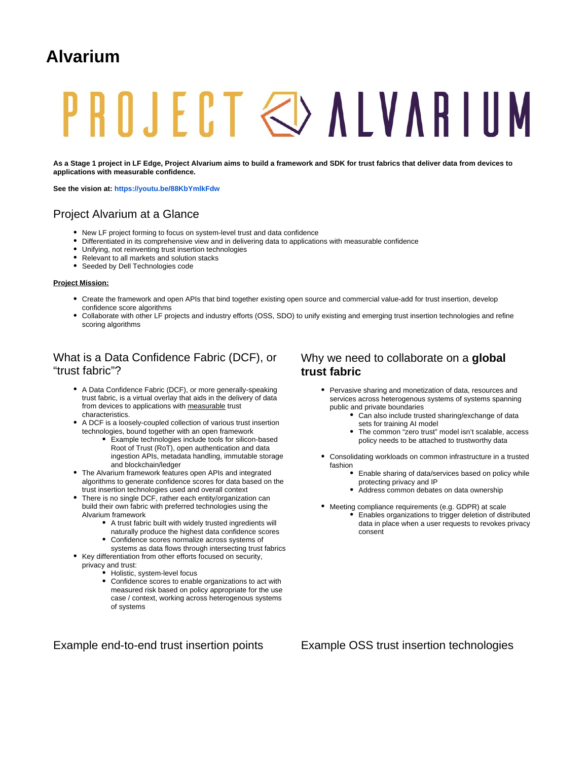# Alvarium

PROJECT ALVARIUM

**As a Stage 1 project in LF Edge, Project Alvarium aims to build a framework and SDK for trust fabrics that deliver data from devices to applications with measurable confidence.**

**See the vision at: https://youtu.be/88KbYmlkFdw**

## Project Alvarium at a Glance

- New LF project forming to focus on system-level trust and data confidence
- Differentiated in its comprehensive view and in delivering data to applications with measurable confidence
- Unifying, not reinventing trust insertion technologies
- Relevant to all markets and solution stacks
- Seeded by Dell Technologies code

**Project Mission:**

- Create the framework and open APIs that bind together existing open source and commercial value-add for trust insertion, develop confidence score algorithms
- Collaborate with other LF projects and industry efforts (OSS, SDO) to unify existing and emerging trust insertion technologies and refine scoring algorithms

## What is a Data Confidence Fabric (DCF), or "trust fabric"?

- A Data Confidence Fabric (DCF), or more generally-speaking trust fabric, is a virtual overlay that aids in the delivery of data from devices to applications with measurable trust characteristics.
- A DCF is a loosely-coupled collection of various trust insertion technologies, bound together with an open framework
  - Example technologies include tools for silicon-based Root of Trust (RoT), open authentication and data ingestion APIs, metadata handling, immutable storage and blockchain/ledger
- The Alvarium framework features open APIs and integrated algorithms to generate confidence scores for data based on the trust insertion technologies used and overall context
- There is no single DCF, rather each entity/organization can build their own fabric with preferred technologies using the Alvarium framework
  - A trust fabric built with widely trusted ingredients will naturally produce the highest data confidence scores
  - Confidence scores normalize across systems of systems as data flows through intersecting trust fabrics
- Key differentiation from other efforts focused on security, privacy and trust:
  - Holistic, system-level focus
  - Confidence scores to enable organizations to act with measured risk based on policy appropriate for the use case / context, working across heterogenous systems of systems

## Why we need to collaborate on a **global trust fabric**

- Pervasive sharing and monetization of data, resources and services across heterogenous systems of systems spanning public and private boundaries
  - Can also include trusted sharing/exchange of data sets for training AI model
  - The common "zero trust" model isn't scalable, access policy needs to be attached to trustworthy data
- Consolidating workloads on common infrastructure in a trusted fashion
  - Enable sharing of data/services based on policy while protecting privacy and IP
  - Address common debates on data ownership
- Meeting compliance requirements (e.g. GDPR) at scale
  - Enables organizations to trigger deletion of distributed data in place when a user requests to revokes privacy consent

## Example end-to-end trust insertion points

## Example OSS trust insertion technologies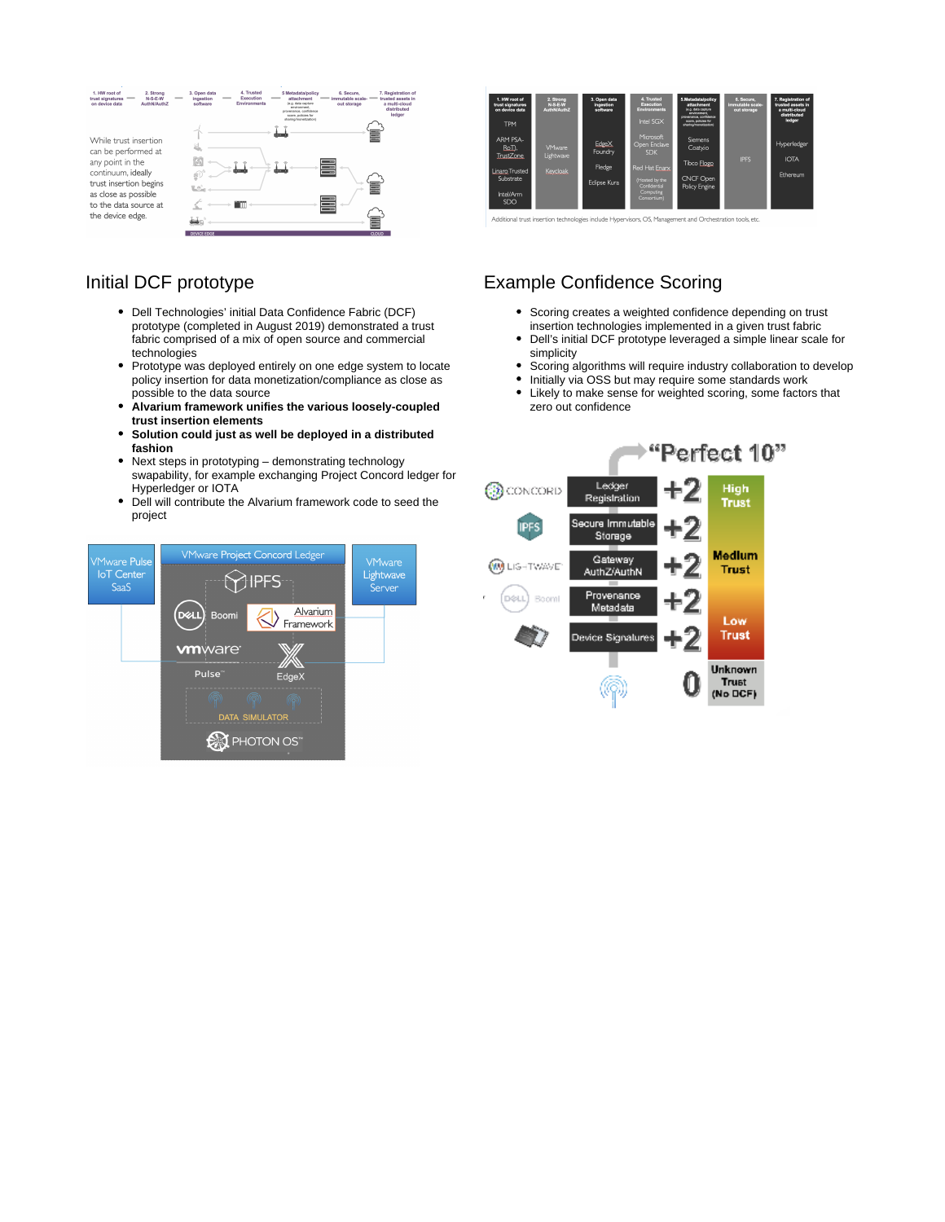1. HW root of trust signatures on device data — 2. Strong N-S-E-W AuthN/AuthZ — 3. Open data ingestion software — 4. Trusted Execution Environments — 5 Metadata/policy attachment (e.g. data capture environment, provenance, confidence score, policies for sharing/monetization) — 6. Secure, immutable scale-out storage — 7. Registration of trusted assets in a multi-cloud distributed ledger

While trust insertion can be performed at any point in the continuum, ideally trust insertion begins as close as possible to the data source at the device edge.

DEVICE EDGE

CLOUD

| 1. HW root of trust signatures on device data | 2. Strong N-S-E-W AuthN/AuthZ | 3. Open data ingestion software | 4. Trusted Execution Environments | 5.Metadata/policy attachment (e.g. data capture environment, provenance, confidence score, policies for sharing/monetization) | 6. Secure, immutable scale-out storage | 7. Registration of trusted assets in a multi-cloud distributed ledger |
|---|---|---|---|---|---|---|
| TPM<br>ARM PSA-RoT, TrustZone<br>Linaro Trusted Substrate<br>Intel/Arm SDO | VMware Lightwave<br>Keycloak | EdgeX Foundry<br>Fledge<br>Eclipse Kura | Intel SGX<br>Microsoft Open Enclave SDK<br>Red Hat Enarx<br>(Hosted by the Confidential Computing Consortium) | Siemens Coatyio<br>Tibco Flogo<br>CNCF Open Policy Engine | IPFS | Hyperledger<br>IOTA<br>Ethereum |

Additional trust insertion technologies include Hypervisors, OS, Management and Orchestration tools, etc.

## Initial DCF prototype

- Dell Technologies' initial Data Confidence Fabric (DCF) prototype (completed in August 2019) demonstrated a trust fabric comprised of a mix of open source and commercial technologies
- Prototype was deployed entirely on one edge system to locate policy insertion for data monetization/compliance as close as possible to the data source
- **Alvarium framework unifies the various loosely-coupled trust insertion elements**
- **Solution could just as well be deployed in a distributed fashion**
- Next steps in prototyping – demonstrating technology swapability, for example exchanging Project Concord ledger for Hyperledger or IOTA
- Dell will contribute the Alvarium framework code to seed the project

VMware Pulse IoT Center SaaS

VMware Project Concord Ledger

IPFS

DELL Boomi

Alvarium Framework

vmware

Pulse

EdgeX

DATA SIMULATOR

PHOTON OS

VMware Lightwave Server

## Example Confidence Scoring

- Scoring creates a weighted confidence depending on trust insertion technologies implemented in a given trust fabric
- Dell's initial DCF prototype leveraged a simple linear scale for simplicity
- Scoring algorithms will require industry collaboration to develop
- Initially via OSS but may require some standards work
- Likely to make sense for weighted scoring, some factors that zero out confidence

"Perfect 10"

CONCORD — Ledger Registration +2

IPFS — Secure Immutable Storage +2

LIG-TWAVE — Gateway AuthZ/AuthN +2

DELL Boomi — Provenance Metadata +2

Device Signatures +2

0

High Trust

Medium Trust

Low Trust

Unknown Trust (No DCF)